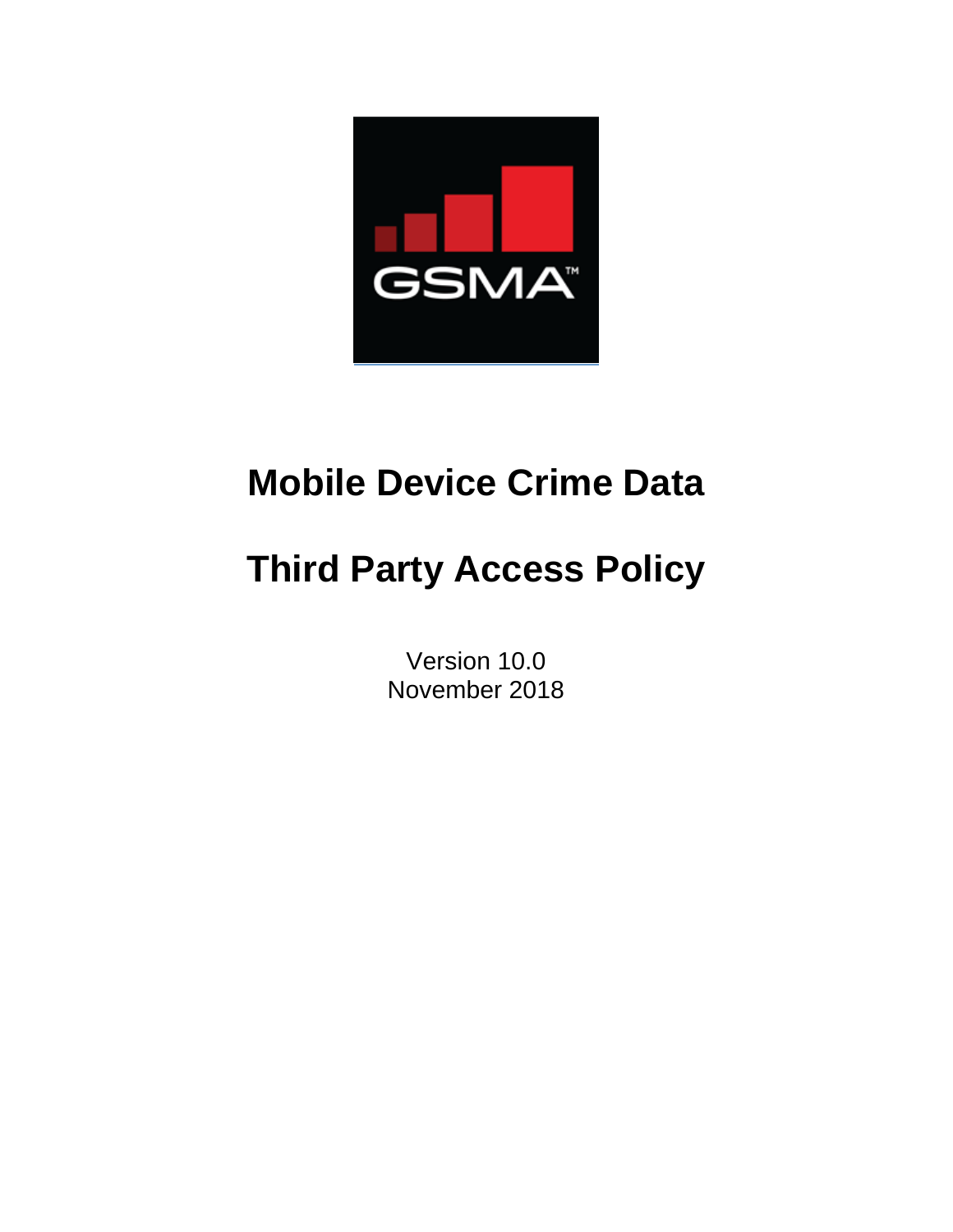# Mobile Device Crime Data

# Third Party Access Policy

Version 10.0
November 2018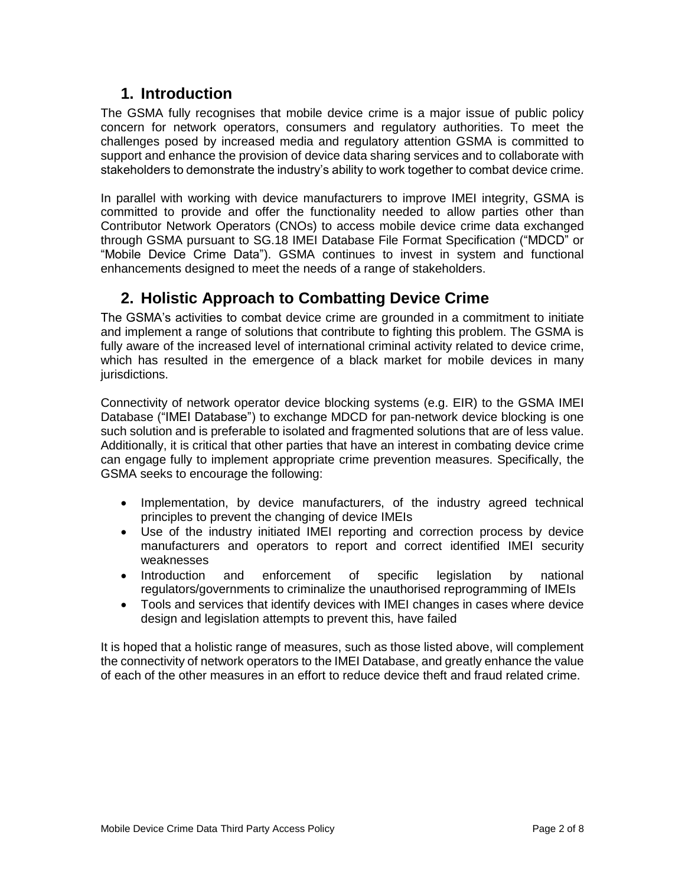## 1. Introduction

The GSMA fully recognises that mobile device crime is a major issue of public policy concern for network operators, consumers and regulatory authorities. To meet the challenges posed by increased media and regulatory attention GSMA is committed to support and enhance the provision of device data sharing services and to collaborate with stakeholders to demonstrate the industry's ability to work together to combat device crime.

In parallel with working with device manufacturers to improve IMEI integrity, GSMA is committed to provide and offer the functionality needed to allow parties other than Contributor Network Operators (CNOs) to access mobile device crime data exchanged through GSMA pursuant to SG.18 IMEI Database File Format Specification ("MDCD" or "Mobile Device Crime Data"). GSMA continues to invest in system and functional enhancements designed to meet the needs of a range of stakeholders.

## 2. Holistic Approach to Combatting Device Crime

The GSMA's activities to combat device crime are grounded in a commitment to initiate and implement a range of solutions that contribute to fighting this problem. The GSMA is fully aware of the increased level of international criminal activity related to device crime, which has resulted in the emergence of a black market for mobile devices in many jurisdictions.

Connectivity of network operator device blocking systems (e.g. EIR) to the GSMA IMEI Database ("IMEI Database") to exchange MDCD for pan-network device blocking is one such solution and is preferable to isolated and fragmented solutions that are of less value. Additionally, it is critical that other parties that have an interest in combating device crime can engage fully to implement appropriate crime prevention measures. Specifically, the GSMA seeks to encourage the following:

- Implementation, by device manufacturers, of the industry agreed technical principles to prevent the changing of device IMEIs
- Use of the industry initiated IMEI reporting and correction process by device manufacturers and operators to report and correct identified IMEI security weaknesses
- Introduction and enforcement of specific legislation by national regulators/governments to criminalize the unauthorised reprogramming of IMEIs
- Tools and services that identify devices with IMEI changes in cases where device design and legislation attempts to prevent this, have failed

It is hoped that a holistic range of measures, such as those listed above, will complement the connectivity of network operators to the IMEI Database, and greatly enhance the value of each of the other measures in an effort to reduce device theft and fraud related crime.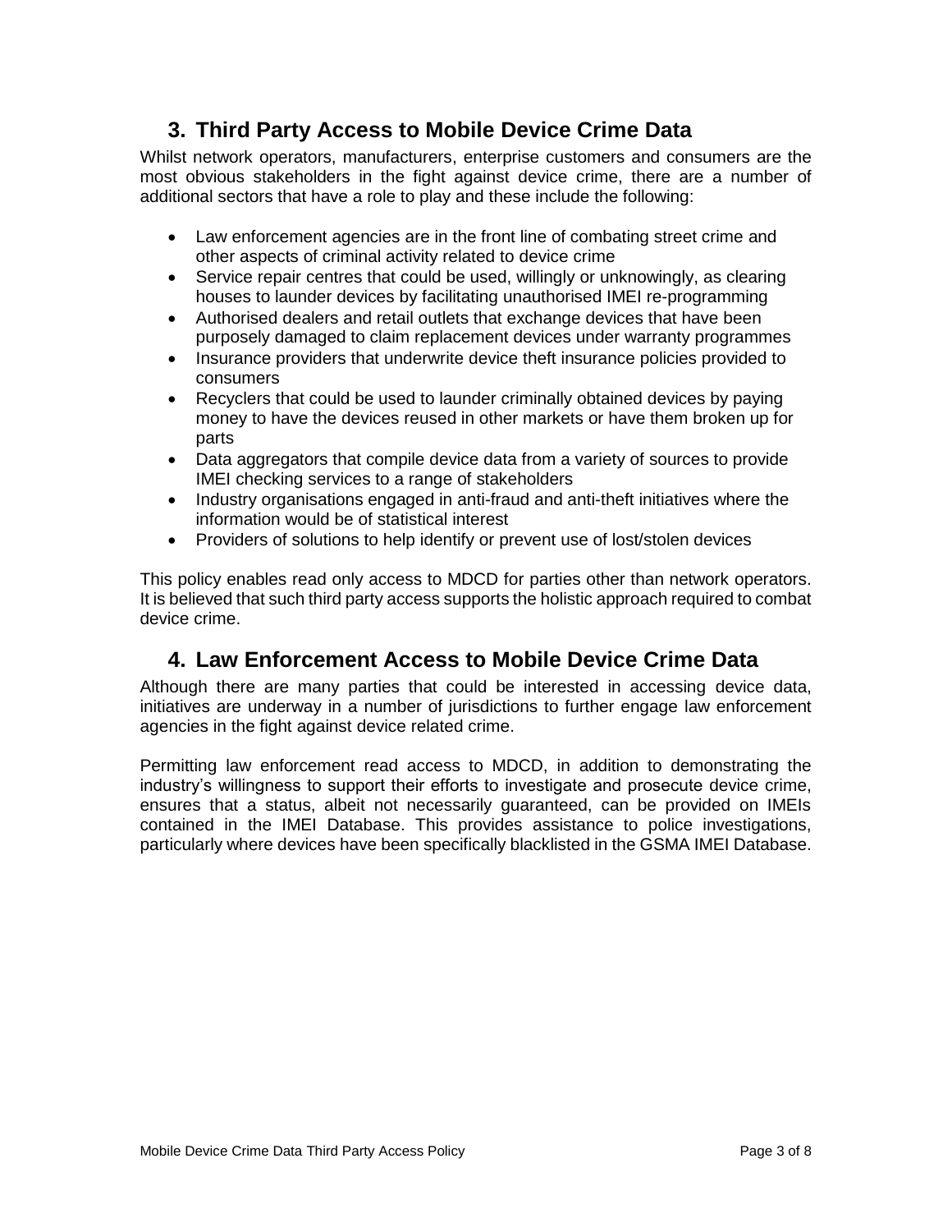## 3. Third Party Access to Mobile Device Crime Data

Whilst network operators, manufacturers, enterprise customers and consumers are the most obvious stakeholders in the fight against device crime, there are a number of additional sectors that have a role to play and these include the following:

- Law enforcement agencies are in the front line of combating street crime and other aspects of criminal activity related to device crime
- Service repair centres that could be used, willingly or unknowingly, as clearing houses to launder devices by facilitating unauthorised IMEI re-programming
- Authorised dealers and retail outlets that exchange devices that have been purposely damaged to claim replacement devices under warranty programmes
- Insurance providers that underwrite device theft insurance policies provided to consumers
- Recyclers that could be used to launder criminally obtained devices by paying money to have the devices reused in other markets or have them broken up for parts
- Data aggregators that compile device data from a variety of sources to provide IMEI checking services to a range of stakeholders
- Industry organisations engaged in anti-fraud and anti-theft initiatives where the information would be of statistical interest
- Providers of solutions to help identify or prevent use of lost/stolen devices

This policy enables read only access to MDCD for parties other than network operators. It is believed that such third party access supports the holistic approach required to combat device crime.

## 4. Law Enforcement Access to Mobile Device Crime Data

Although there are many parties that could be interested in accessing device data, initiatives are underway in a number of jurisdictions to further engage law enforcement agencies in the fight against device related crime.

Permitting law enforcement read access to MDCD, in addition to demonstrating the industry's willingness to support their efforts to investigate and prosecute device crime, ensures that a status, albeit not necessarily guaranteed, can be provided on IMEIs contained in the IMEI Database. This provides assistance to police investigations, particularly where devices have been specifically blacklisted in the GSMA IMEI Database.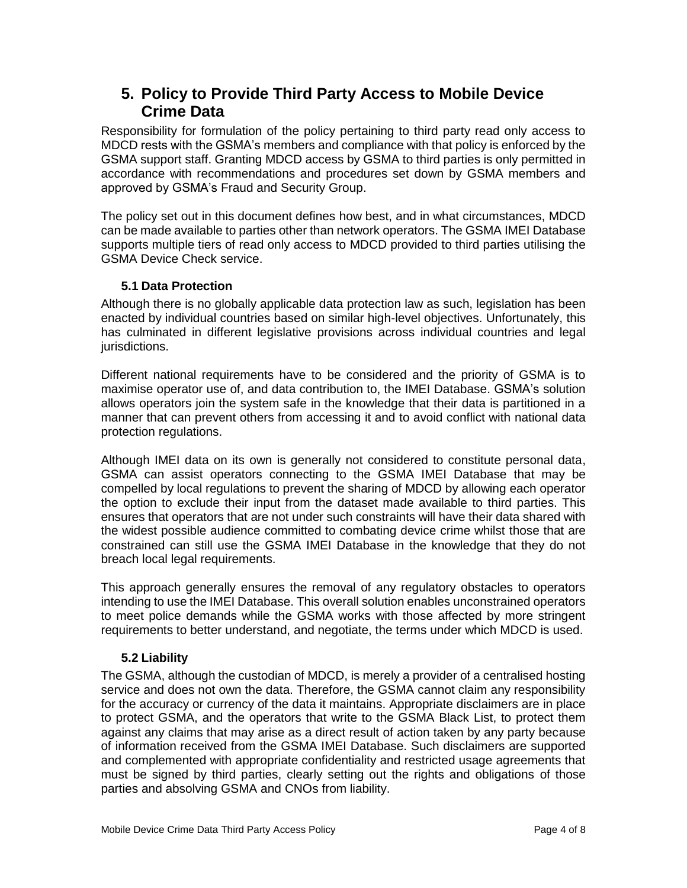## 5. Policy to Provide Third Party Access to Mobile Device Crime Data

Responsibility for formulation of the policy pertaining to third party read only access to MDCD rests with the GSMA's members and compliance with that policy is enforced by the GSMA support staff. Granting MDCD access by GSMA to third parties is only permitted in accordance with recommendations and procedures set down by GSMA members and approved by GSMA's Fraud and Security Group.

The policy set out in this document defines how best, and in what circumstances, MDCD can be made available to parties other than network operators. The GSMA IMEI Database supports multiple tiers of read only access to MDCD provided to third parties utilising the GSMA Device Check service.

### 5.1 Data Protection

Although there is no globally applicable data protection law as such, legislation has been enacted by individual countries based on similar high-level objectives. Unfortunately, this has culminated in different legislative provisions across individual countries and legal jurisdictions.

Different national requirements have to be considered and the priority of GSMA is to maximise operator use of, and data contribution to, the IMEI Database. GSMA's solution allows operators join the system safe in the knowledge that their data is partitioned in a manner that can prevent others from accessing it and to avoid conflict with national data protection regulations.

Although IMEI data on its own is generally not considered to constitute personal data, GSMA can assist operators connecting to the GSMA IMEI Database that may be compelled by local regulations to prevent the sharing of MDCD by allowing each operator the option to exclude their input from the dataset made available to third parties. This ensures that operators that are not under such constraints will have their data shared with the widest possible audience committed to combating device crime whilst those that are constrained can still use the GSMA IMEI Database in the knowledge that they do not breach local legal requirements.

This approach generally ensures the removal of any regulatory obstacles to operators intending to use the IMEI Database. This overall solution enables unconstrained operators to meet police demands while the GSMA works with those affected by more stringent requirements to better understand, and negotiate, the terms under which MDCD is used.

### 5.2 Liability

The GSMA, although the custodian of MDCD, is merely a provider of a centralised hosting service and does not own the data. Therefore, the GSMA cannot claim any responsibility for the accuracy or currency of the data it maintains. Appropriate disclaimers are in place to protect GSMA, and the operators that write to the GSMA Black List, to protect them against any claims that may arise as a direct result of action taken by any party because of information received from the GSMA IMEI Database. Such disclaimers are supported and complemented with appropriate confidentiality and restricted usage agreements that must be signed by third parties, clearly setting out the rights and obligations of those parties and absolving GSMA and CNOs from liability.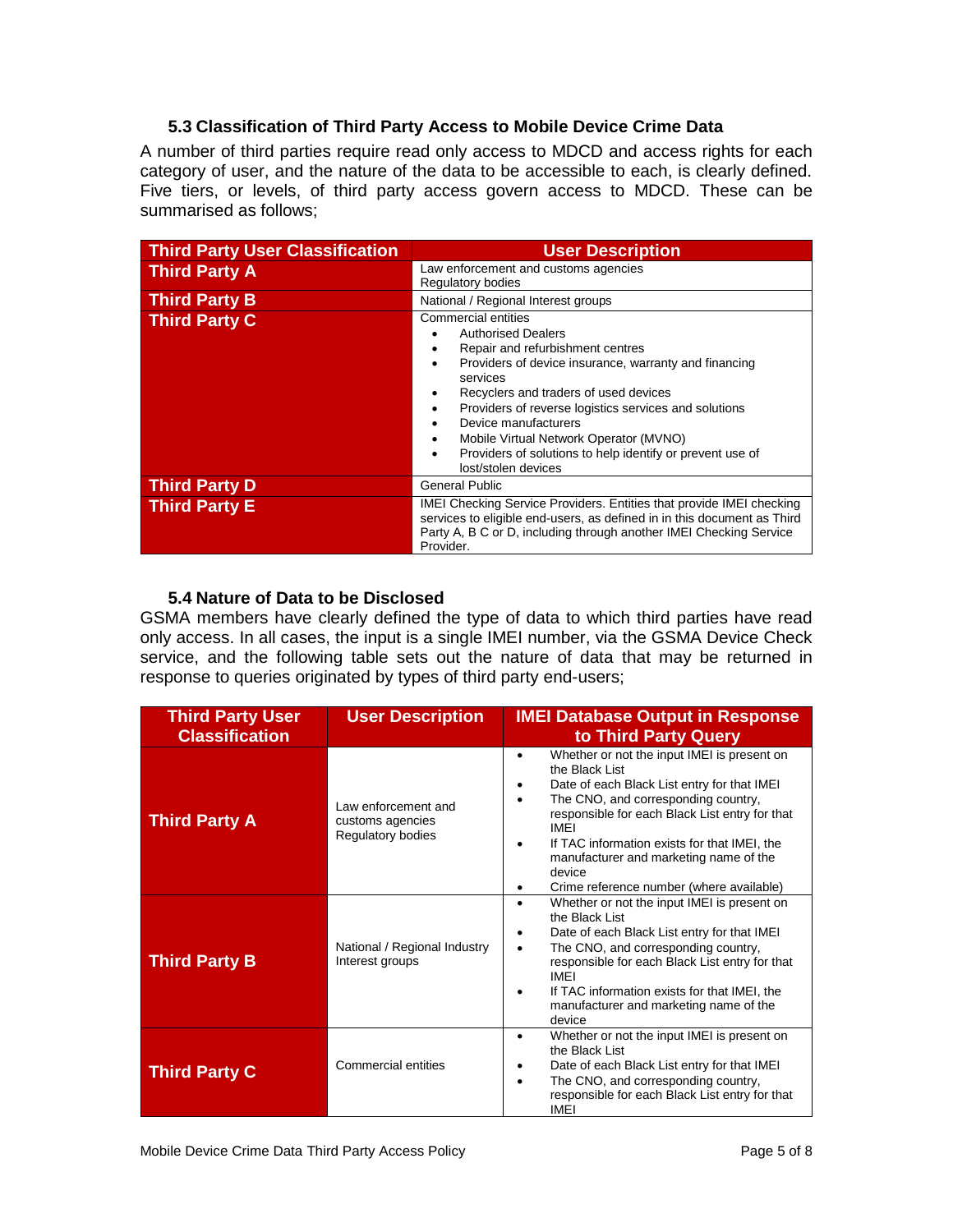### 5.3 Classification of Third Party Access to Mobile Device Crime Data

A number of third parties require read only access to MDCD and access rights for each category of user, and the nature of the data to be accessible to each, is clearly defined. Five tiers, or levels, of third party access govern access to MDCD. These can be summarised as follows;

| Third Party User Classification | User Description |
|---|---|
| **Third Party A** | Law enforcement and customs agencies<br>Regulatory bodies |
| **Third Party B** | National / Regional Interest groups |
| **Third Party C** | Commercial entities<br>• Authorised Dealers<br>• Repair and refurbishment centres<br>• Providers of device insurance, warranty and financing services<br>• Recyclers and traders of used devices<br>• Providers of reverse logistics services and solutions<br>• Device manufacturers<br>• Mobile Virtual Network Operator (MVNO)<br>• Providers of solutions to help identify or prevent use of lost/stolen devices |
| **Third Party D** | General Public |
| **Third Party E** | IMEI Checking Service Providers. Entities that provide IMEI checking services to eligible end-users, as defined in in this document as Third Party A, B C or D, including through another IMEI Checking Service Provider. |

### 5.4 Nature of Data to be Disclosed

GSMA members have clearly defined the type of data to which third parties have read only access. In all cases, the input is a single IMEI number, via the GSMA Device Check service, and the following table sets out the nature of data that may be returned in response to queries originated by types of third party end-users;

| Third Party User Classification | User Description | IMEI Database Output in Response to Third Party Query |
|---|---|---|
| **Third Party A** | Law enforcement and customs agencies<br>Regulatory bodies | • Whether or not the input IMEI is present on the Black List<br>• Date of each Black List entry for that IMEI<br>• The CNO, and corresponding country, responsible for each Black List entry for that IMEI<br>• If TAC information exists for that IMEI, the manufacturer and marketing name of the device<br>• Crime reference number (where available) |
| **Third Party B** | National / Regional Industry Interest groups | • Whether or not the input IMEI is present on the Black List<br>• Date of each Black List entry for that IMEI<br>• The CNO, and corresponding country, responsible for each Black List entry for that IMEI<br>• If TAC information exists for that IMEI, the manufacturer and marketing name of the device |
| **Third Party C** | Commercial entities | • Whether or not the input IMEI is present on the Black List<br>• Date of each Black List entry for that IMEI<br>• The CNO, and corresponding country, responsible for each Black List entry for that IMEI |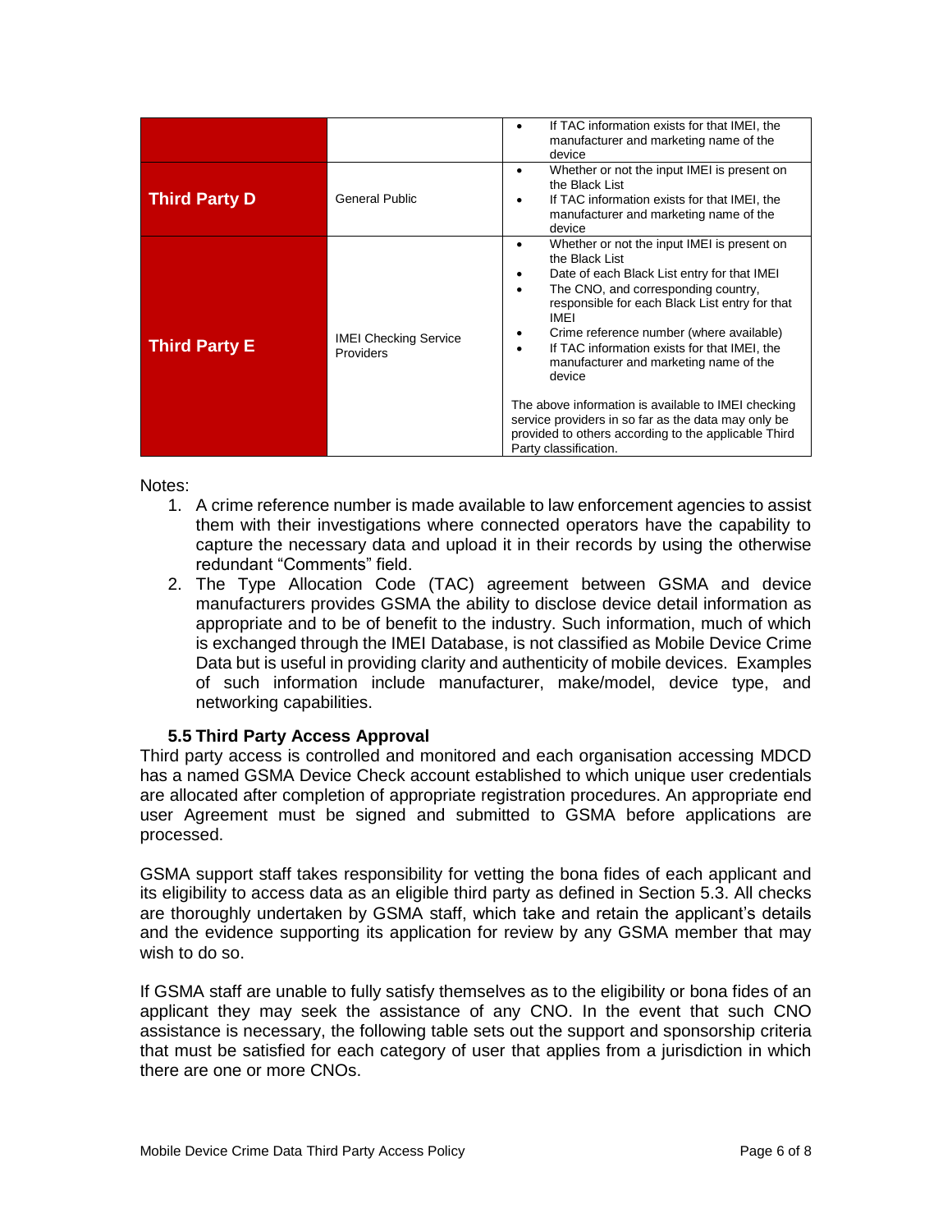| | | |
|---|---|---|
| | | • If TAC information exists for that IMEI, the manufacturer and marketing name of the device |
| **Third Party D** | General Public | • Whether or not the input IMEI is present on the Black List<br>• If TAC information exists for that IMEI, the manufacturer and marketing name of the device |
| **Third Party E** | IMEI Checking Service Providers | • Whether or not the input IMEI is present on the Black List<br>• Date of each Black List entry for that IMEI<br>• The CNO, and corresponding country, responsible for each Black List entry for that IMEI<br>• Crime reference number (where available)<br>• If TAC information exists for that IMEI, the manufacturer and marketing name of the device<br><br>The above information is available to IMEI checking service providers in so far as the data may only be provided to others according to the applicable Third Party classification. |

Notes:

1. A crime reference number is made available to law enforcement agencies to assist them with their investigations where connected operators have the capability to capture the necessary data and upload it in their records by using the otherwise redundant "Comments" field.
2. The Type Allocation Code (TAC) agreement between GSMA and device manufacturers provides GSMA the ability to disclose device detail information as appropriate and to be of benefit to the industry. Such information, much of which is exchanged through the IMEI Database, is not classified as Mobile Device Crime Data but is useful in providing clarity and authenticity of mobile devices. Examples of such information include manufacturer, make/model, device type, and networking capabilities.

### 5.5 Third Party Access Approval

Third party access is controlled and monitored and each organisation accessing MDCD has a named GSMA Device Check account established to which unique user credentials are allocated after completion of appropriate registration procedures. An appropriate end user Agreement must be signed and submitted to GSMA before applications are processed.

GSMA support staff takes responsibility for vetting the bona fides of each applicant and its eligibility to access data as an eligible third party as defined in Section 5.3. All checks are thoroughly undertaken by GSMA staff, which take and retain the applicant's details and the evidence supporting its application for review by any GSMA member that may wish to do so.

If GSMA staff are unable to fully satisfy themselves as to the eligibility or bona fides of an applicant they may seek the assistance of any CNO. In the event that such CNO assistance is necessary, the following table sets out the support and sponsorship criteria that must be satisfied for each category of user that applies from a jurisdiction in which there are one or more CNOs.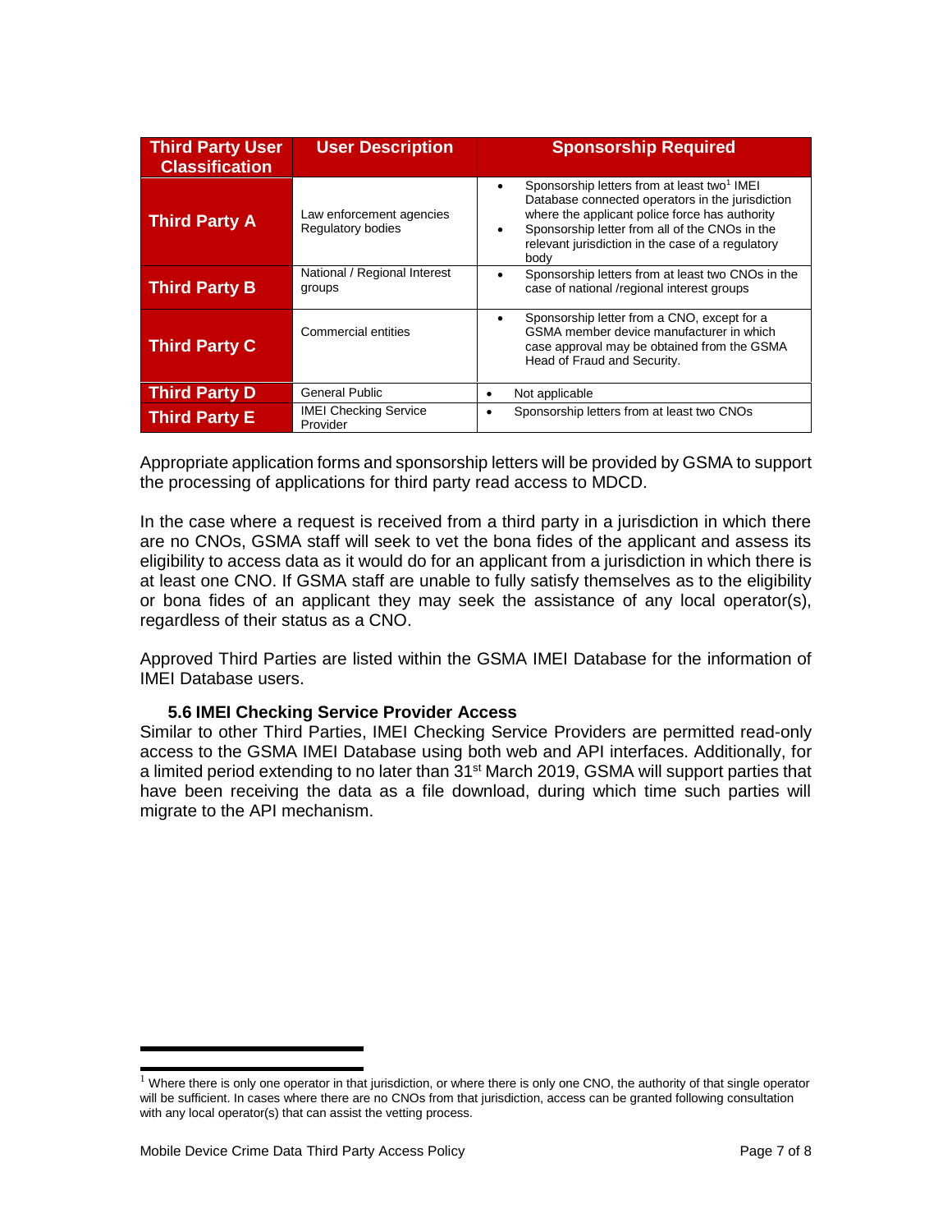| Third Party User Classification | User Description | Sponsorship Required |
| --- | --- | --- |
| **Third Party A** | Law enforcement agencies<br>Regulatory bodies | • Sponsorship letters from at least two[1] IMEI Database connected operators in the jurisdiction where the applicant police force has authority<br>• Sponsorship letter from all of the CNOs in the relevant jurisdiction in the case of a regulatory body |
| **Third Party B** | National / Regional Interest groups | • Sponsorship letters from at least two CNOs in the case of national /regional interest groups |
| **Third Party C** | Commercial entities | • Sponsorship letter from a CNO, except for a GSMA member device manufacturer in which case approval may be obtained from the GSMA Head of Fraud and Security. |
| **Third Party D** | General Public | • Not applicable |
| **Third Party E** | IMEI Checking Service Provider | • Sponsorship letters from at least two CNOs |

Appropriate application forms and sponsorship letters will be provided by GSMA to support the processing of applications for third party read access to MDCD.

In the case where a request is received from a third party in a jurisdiction in which there are no CNOs, GSMA staff will seek to vet the bona fides of the applicant and assess its eligibility to access data as it would do for an applicant from a jurisdiction in which there is at least one CNO. If GSMA staff are unable to fully satisfy themselves as to the eligibility or bona fides of an applicant they may seek the assistance of any local operator(s), regardless of their status as a CNO.

Approved Third Parties are listed within the GSMA IMEI Database for the information of IMEI Database users.

### 5.6 IMEI Checking Service Provider Access

Similar to other Third Parties, IMEI Checking Service Providers are permitted read-only access to the GSMA IMEI Database using both web and API interfaces. Additionally, for a limited period extending to no later than 31st March 2019, GSMA will support parties that have been receiving the data as a file download, during which time such parties will migrate to the API mechanism.

[1] Where there is only one operator in that jurisdiction, or where there is only one CNO, the authority of that single operator will be sufficient. In cases where there are no CNOs from that jurisdiction, access can be granted following consultation with any local operator(s) that can assist the vetting process.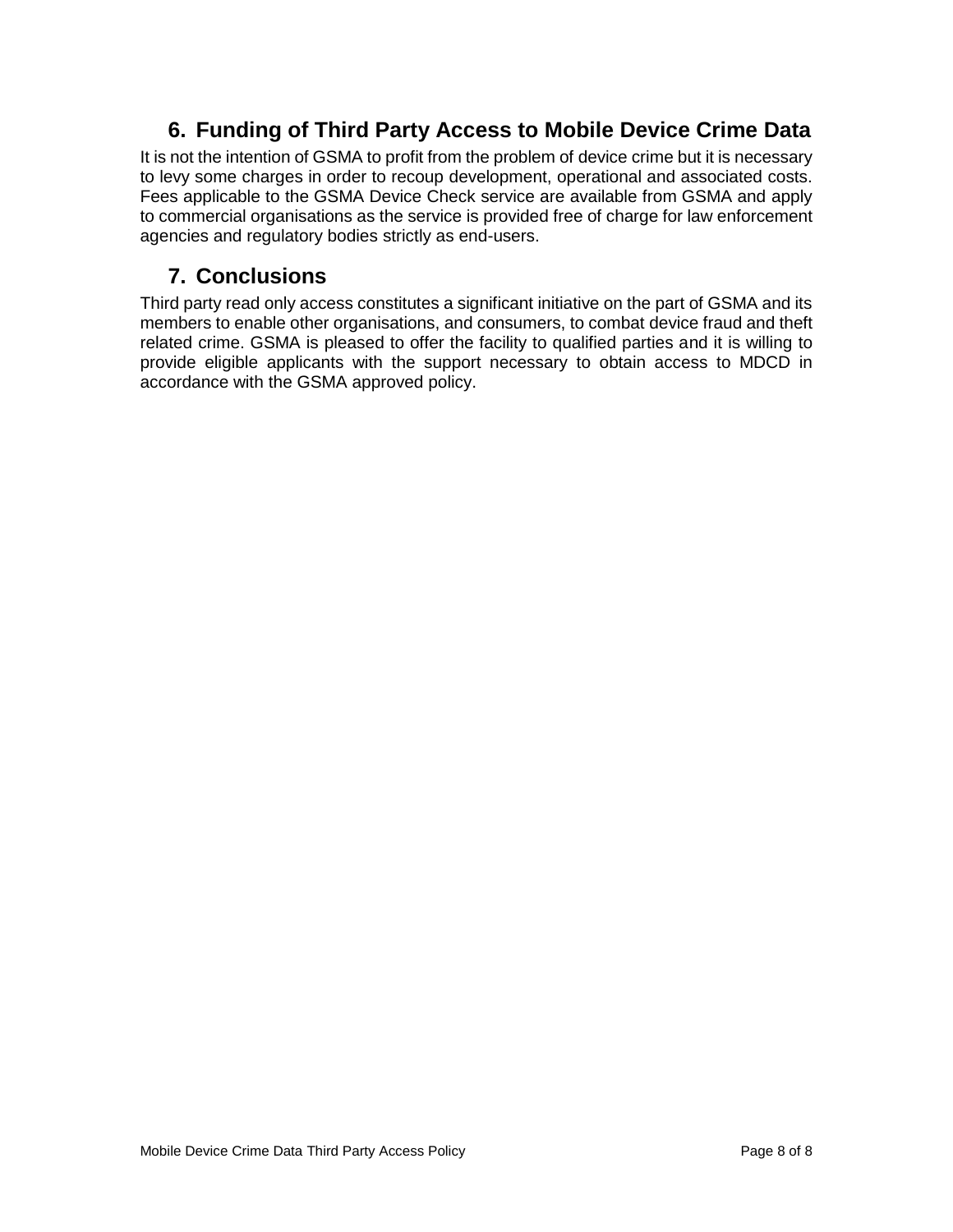## 6. Funding of Third Party Access to Mobile Device Crime Data

It is not the intention of GSMA to profit from the problem of device crime but it is necessary to levy some charges in order to recoup development, operational and associated costs. Fees applicable to the GSMA Device Check service are available from GSMA and apply to commercial organisations as the service is provided free of charge for law enforcement agencies and regulatory bodies strictly as end-users.

## 7. Conclusions

Third party read only access constitutes a significant initiative on the part of GSMA and its members to enable other organisations, and consumers, to combat device fraud and theft related crime. GSMA is pleased to offer the facility to qualified parties and it is willing to provide eligible applicants with the support necessary to obtain access to MDCD in accordance with the GSMA approved policy.